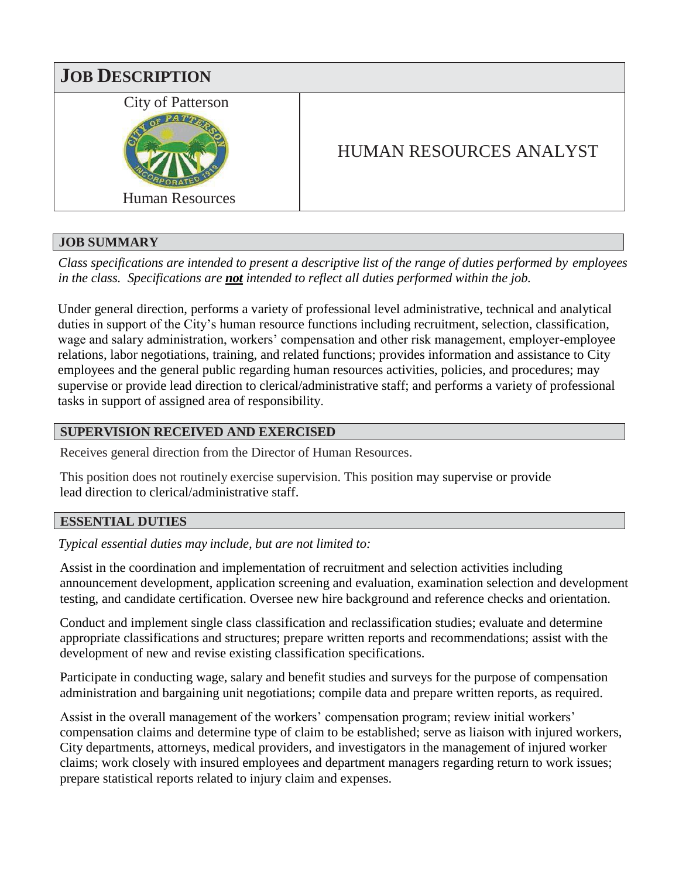# JOB DESCRIPTION

City of Patterson

Human Resources

## HUMAN RESOURCES ANALYST

## JOB SUMMARY

*Class specifications are intended to present a descriptive list of the range of duties performed by employees in the class. Specifications are **not** intended to reflect all duties performed within the job.*

Under general direction, performs a variety of professional level administrative, technical and analytical duties in support of the City's human resource functions including recruitment, selection, classification, wage and salary administration, workers' compensation and other risk management, employer-employee relations, labor negotiations, training, and related functions; provides information and assistance to City employees and the general public regarding human resources activities, policies, and procedures; may supervise or provide lead direction to clerical/administrative staff; and performs a variety of professional tasks in support of assigned area of responsibility.

## SUPERVISION RECEIVED AND EXERCISED

Receives general direction from the Director of Human Resources.

This position does not routinely exercise supervision. This position may supervise or provide lead direction to clerical/administrative staff.

## ESSENTIAL DUTIES

*Typical essential duties may include, but are not limited to:*

Assist in the coordination and implementation of recruitment and selection activities including announcement development, application screening and evaluation, examination selection and development testing, and candidate certification. Oversee new hire background and reference checks and orientation.

Conduct and implement single class classification and reclassification studies; evaluate and determine appropriate classifications and structures; prepare written reports and recommendations; assist with the development of new and revise existing classification specifications.

Participate in conducting wage, salary and benefit studies and surveys for the purpose of compensation administration and bargaining unit negotiations; compile data and prepare written reports, as required.

Assist in the overall management of the workers' compensation program; review initial workers' compensation claims and determine type of claim to be established; serve as liaison with injured workers, City departments, attorneys, medical providers, and investigators in the management of injured worker claims; work closely with insured employees and department managers regarding return to work issues; prepare statistical reports related to injury claim and expenses.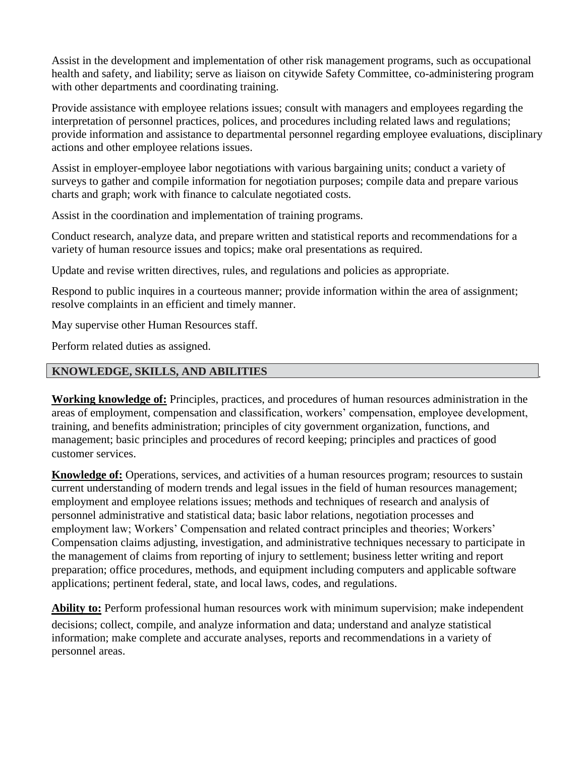Assist in the development and implementation of other risk management programs, such as occupational health and safety, and liability; serve as liaison on citywide Safety Committee, co-administering program with other departments and coordinating training.

Provide assistance with employee relations issues; consult with managers and employees regarding the interpretation of personnel practices, polices, and procedures including related laws and regulations; provide information and assistance to departmental personnel regarding employee evaluations, disciplinary actions and other employee relations issues.

Assist in employer-employee labor negotiations with various bargaining units; conduct a variety of surveys to gather and compile information for negotiation purposes; compile data and prepare various charts and graph; work with finance to calculate negotiated costs.

Assist in the coordination and implementation of training programs.

Conduct research, analyze data, and prepare written and statistical reports and recommendations for a variety of human resource issues and topics; make oral presentations as required.

Update and revise written directives, rules, and regulations and policies as appropriate.

Respond to public inquires in a courteous manner; provide information within the area of assignment; resolve complaints in an efficient and timely manner.

May supervise other Human Resources staff.

Perform related duties as assigned.

## KNOWLEDGE, SKILLS, AND ABILITIES

**Working knowledge of:** Principles, practices, and procedures of human resources administration in the areas of employment, compensation and classification, workers' compensation, employee development, training, and benefits administration; principles of city government organization, functions, and management; basic principles and procedures of record keeping; principles and practices of good customer services.

**Knowledge of:** Operations, services, and activities of a human resources program; resources to sustain current understanding of modern trends and legal issues in the field of human resources management; employment and employee relations issues; methods and techniques of research and analysis of personnel administrative and statistical data; basic labor relations, negotiation processes and employment law; Workers' Compensation and related contract principles and theories; Workers' Compensation claims adjusting, investigation, and administrative techniques necessary to participate in the management of claims from reporting of injury to settlement; business letter writing and report preparation; office procedures, methods, and equipment including computers and applicable software applications; pertinent federal, state, and local laws, codes, and regulations.

**Ability to:** Perform professional human resources work with minimum supervision; make independent decisions; collect, compile, and analyze information and data; understand and analyze statistical information; make complete and accurate analyses, reports and recommendations in a variety of personnel areas.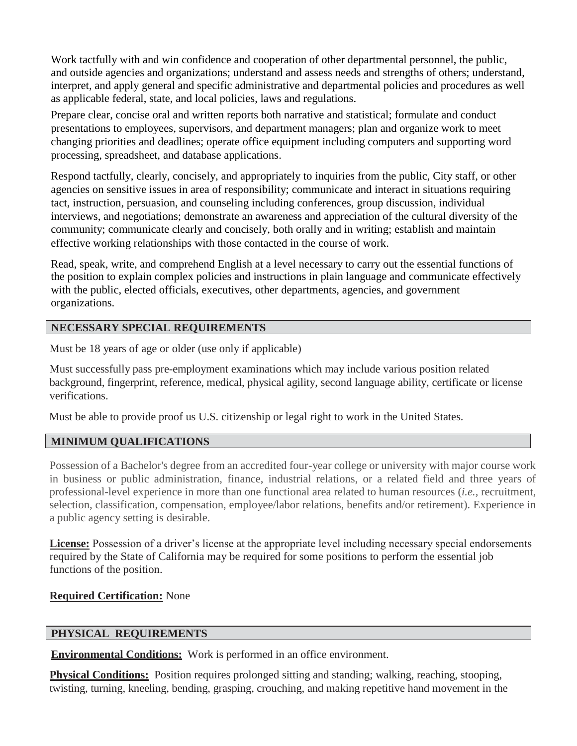Work tactfully with and win confidence and cooperation of other departmental personnel, the public, and outside agencies and organizations; understand and assess needs and strengths of others; understand, interpret, and apply general and specific administrative and departmental policies and procedures as well as applicable federal, state, and local policies, laws and regulations.

Prepare clear, concise oral and written reports both narrative and statistical; formulate and conduct presentations to employees, supervisors, and department managers; plan and organize work to meet changing priorities and deadlines; operate office equipment including computers and supporting word processing, spreadsheet, and database applications.

Respond tactfully, clearly, concisely, and appropriately to inquiries from the public, City staff, or other agencies on sensitive issues in area of responsibility; communicate and interact in situations requiring tact, instruction, persuasion, and counseling including conferences, group discussion, individual interviews, and negotiations; demonstrate an awareness and appreciation of the cultural diversity of the community; communicate clearly and concisely, both orally and in writing; establish and maintain effective working relationships with those contacted in the course of work.

Read, speak, write, and comprehend English at a level necessary to carry out the essential functions of the position to explain complex policies and instructions in plain language and communicate effectively with the public, elected officials, executives, other departments, agencies, and government organizations.

## NECESSARY SPECIAL REQUIREMENTS

Must be 18 years of age or older (use only if applicable)

Must successfully pass pre-employment examinations which may include various position related background, fingerprint, reference, medical, physical agility, second language ability, certificate or license verifications.

Must be able to provide proof us U.S. citizenship or legal right to work in the United States.

## MINIMUM QUALIFICATIONS

Possession of a Bachelor's degree from an accredited four-year college or university with major course work in business or public administration, finance, industrial relations, or a related field and three years of professional-level experience in more than one functional area related to human resources (*i.e.*, recruitment, selection, classification, compensation, employee/labor relations, benefits and/or retirement). Experience in a public agency setting is desirable.

**License:** Possession of a driver's license at the appropriate level including necessary special endorsements required by the State of California may be required for some positions to perform the essential job functions of the position.

**Required Certification:** None

## PHYSICAL REQUIREMENTS

**Environmental Conditions:** Work is performed in an office environment.

**Physical Conditions:** Position requires prolonged sitting and standing; walking, reaching, stooping, twisting, turning, kneeling, bending, grasping, crouching, and making repetitive hand movement in the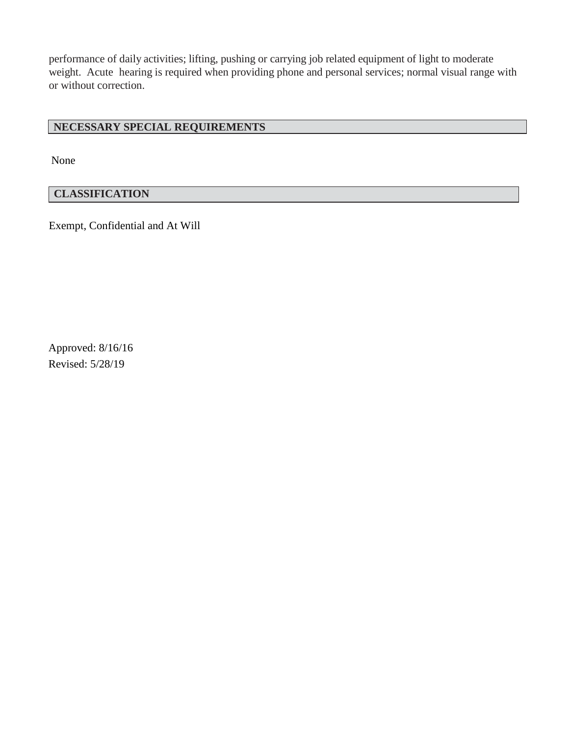performance of daily activities; lifting, pushing or carrying job related equipment of light to moderate weight. Acute hearing is required when providing phone and personal services; normal visual range with or without correction.

## NECESSARY SPECIAL REQUIREMENTS

None

## CLASSIFICATION

Exempt, Confidential and At Will

Approved: 8/16/16
Revised: 5/28/19